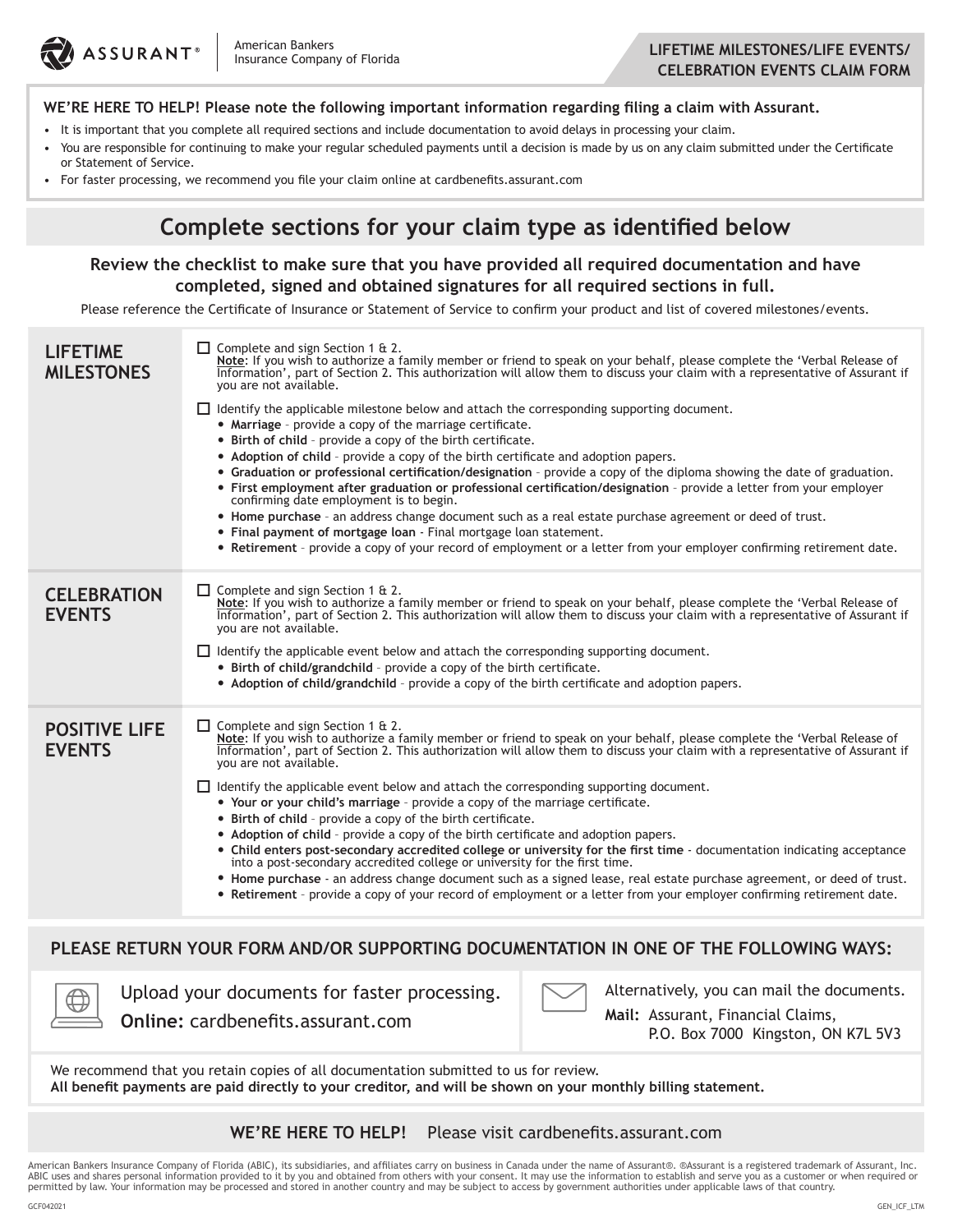ASSURANT® | American Bankers Insurance Company of Florida

# LIFETIME MILESTONES/LIFE EVENTS/ CELEBRATION EVENTS CLAIM FORM

**WE'RE HERE TO HELP! Please note the following important information regarding filing a claim with Assurant.**

- It is important that you complete all required sections and include documentation to avoid delays in processing your claim.
- You are responsible for continuing to make your regular scheduled payments until a decision is made by us on any claim submitted under the Certificate or Statement of Service.
- For faster processing, we recommend you file your claim online at cardbenefits.assurant.com

## Complete sections for your claim type as identified below

**Review the checklist to make sure that you have provided all required documentation and have completed, signed and obtained signatures for all required sections in full.**

Please reference the Certificate of Insurance or Statement of Service to confirm your product and list of covered milestones/events.

### LIFETIME MILESTONES

☐ Complete and sign Section 1 & 2.
<u>Note</u>: If you wish to authorize a family member or friend to speak on your behalf, please complete the 'Verbal Release of Information', part of Section 2. This authorization will allow them to discuss your claim with a representative of Assurant if you are not available.

☐ Identify the applicable milestone below and attach the corresponding supporting document.
- **Marriage** – provide a copy of the marriage certificate.
- **Birth of child** – provide a copy of the birth certificate.
- **Adoption of child** – provide a copy of the birth certificate and adoption papers.
- **Graduation or professional certification/designation** – provide a copy of the diploma showing the date of graduation.
- **First employment after graduation or professional certification/designation** – provide a letter from your employer confirming date employment is to begin.
- **Home purchase** – an address change document such as a real estate purchase agreement or deed of trust.
- **Final payment of mortgage loan** - Final mortgage loan statement.
- **Retirement** – provide a copy of your record of employment or a letter from your employer confirming retirement date.

### CELEBRATION EVENTS

☐ Complete and sign Section 1 & 2.
<u>Note</u>: If you wish to authorize a family member or friend to speak on your behalf, please complete the 'Verbal Release of Information', part of Section 2. This authorization will allow them to discuss your claim with a representative of Assurant if you are not available.

☐ Identify the applicable event below and attach the corresponding supporting document.
- **Birth of child/grandchild** – provide a copy of the birth certificate.
- **Adoption of child/grandchild** – provide a copy of the birth certificate and adoption papers.

### POSITIVE LIFE EVENTS

☐ Complete and sign Section 1 & 2.
<u>Note</u>: If you wish to authorize a family member or friend to speak on your behalf, please complete the 'Verbal Release of Information', part of Section 2. This authorization will allow them to discuss your claim with a representative of Assurant if you are not available.

☐ Identify the applicable event below and attach the corresponding supporting document.
- **Your or your child's marriage** – provide a copy of the marriage certificate.
- **Birth of child** – provide a copy of the birth certificate.
- **Adoption of child** – provide a copy of the birth certificate and adoption papers.
- **Child enters post-secondary accredited college or university for the first time** - documentation indicating acceptance into a post-secondary accredited college or university for the first time.
- **Home purchase** – an address change document such as a signed lease, real estate purchase agreement, or deed of trust.
- **Retirement** – provide a copy of your record of employment or a letter from your employer confirming retirement date.

## PLEASE RETURN YOUR FORM AND/OR SUPPORTING DOCUMENTATION IN ONE OF THE FOLLOWING WAYS:

Upload your documents for faster processing.
**Online:** cardbenefits.assurant.com

Alternatively, you can mail the documents.
**Mail:** Assurant, Financial Claims, P.O. Box 7000 Kingston, ON K7L 5V3

We recommend that you retain copies of all documentation submitted to us for review.
**All benefit payments are paid directly to your creditor, and will be shown on your monthly billing statement.**

**WE'RE HERE TO HELP!** Please visit cardbenefits.assurant.com

American Bankers Insurance Company of Florida (ABIC), its subsidiaries, and affiliates carry on business in Canada under the name of Assurant®. ®Assurant is a registered trademark of Assurant, Inc. ABIC uses and shares personal information provided to it by you and obtained from others with your consent. It may use the information to establish and serve you as a customer or when required or permitted by law. Your information may be processed and stored in another country and may be subject to access by government authorities under applicable laws of that country.

GCF042021 GEN_ICF_LTM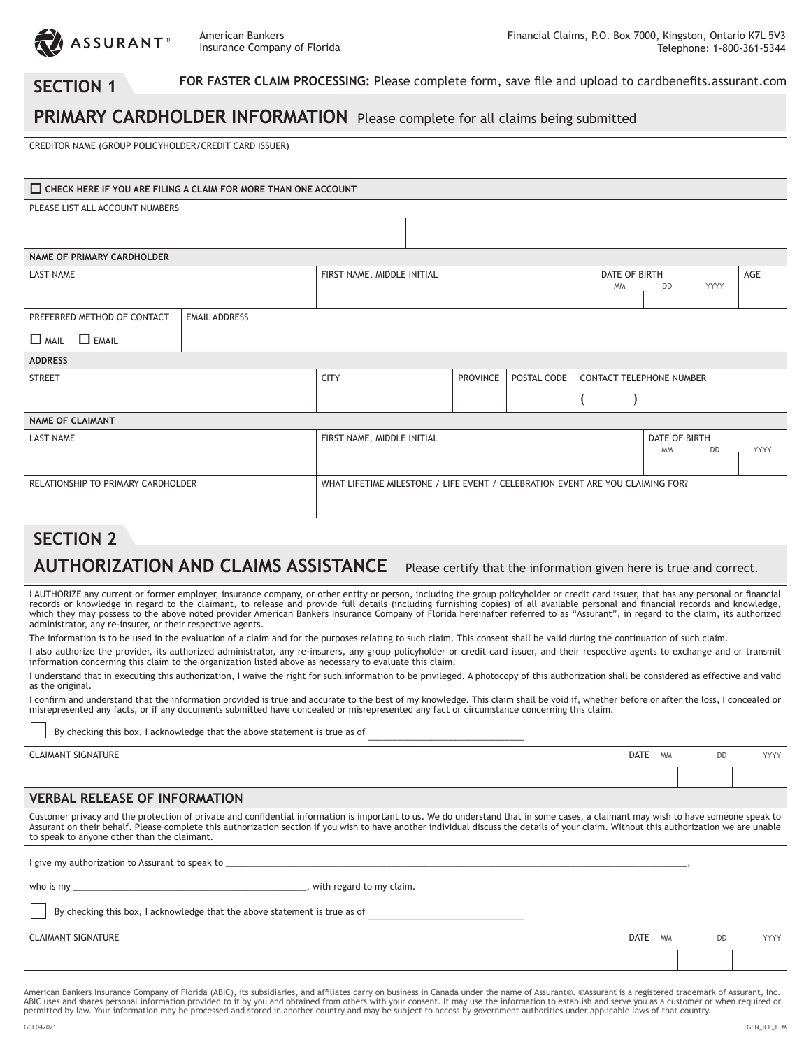ASSURANT®

American Bankers Insurance Company of Florida

Financial Claims, P.O. Box 7000, Kingston, Ontario K7L 5V3
Telephone: 1-800-361-5344

## SECTION 1

**FOR FASTER CLAIM PROCESSING:** Please complete form, save file and upload to cardbenefits.assurant.com

## PRIMARY CARDHOLDER INFORMATION

Please complete for all claims being submitted

CREDITOR NAME (GROUP POLICYHOLDER/CREDIT CARD ISSUER)

☐ **CHECK HERE IF YOU ARE FILING A CLAIM FOR MORE THAN ONE ACCOUNT**

PLEASE LIST ALL ACCOUNT NUMBERS

| | | | |
|---|---|---|---|
| | | | |

**NAME OF PRIMARY CARDHOLDER**

| LAST NAME | FIRST NAME, MIDDLE INITIAL | DATE OF BIRTH MM DD YYYY | AGE |
|---|---|---|---|
| | | | |

| PREFERRED METHOD OF CONTACT | EMAIL ADDRESS |
|---|---|
| ☐ MAIL ☐ EMAIL | |

**ADDRESS**

| STREET | CITY | PROVINCE | POSTAL CODE | CONTACT TELEPHONE NUMBER |
|---|---|---|---|---|
| | | | | ( ) |

**NAME OF CLAIMANT**

| LAST NAME | FIRST NAME, MIDDLE INITIAL | DATE OF BIRTH MM DD YYYY |
|---|---|---|
| | | |

| RELATIONSHIP TO PRIMARY CARDHOLDER | WHAT LIFETIME MILESTONE / LIFE EVENT / CELEBRATION EVENT ARE YOU CLAIMING FOR? |
|---|---|
| | |

## SECTION 2

## AUTHORIZATION AND CLAIMS ASSISTANCE

Please certify that the information given here is true and correct.

I AUTHORIZE any current or former employer, insurance company, or other entity or person, including the group policyholder or credit card issuer, that has any personal or financial records or knowledge in regard to the claimant, to release and provide full details (including furnishing copies) of all available personal and financial records and knowledge, which they may possess to the above noted provider American Bankers Insurance Company of Florida hereinafter referred to as "Assurant", in regard to the claim, its authorized administrator, any re-insurer, or their respective agents.

The information is to be used in the evaluation of a claim and for the purposes relating to such claim. This consent shall be valid during the continuation of such claim.

I also authorize the provider, its authorized administrator, any re-insurers, any group policyholder or credit card issuer, and their respective agents to exchange and or transmit information concerning this claim to the organization listed above as necessary to evaluate this claim.

I understand that in executing this authorization, I waive the right for such information to be privileged. A photocopy of this authorization shall be considered as effective and valid as the original.

I confirm and understand that the information provided is true and accurate to the best of my knowledge. This claim shall be void if, whether before or after the loss, I concealed or misrepresented any facts, or if any documents submitted have concealed or misrepresented any fact or circumstance concerning this claim.

☐ By checking this box, I acknowledge that the above statement is true as of ______________________________

| CLAIMANT SIGNATURE | DATE MM DD YYYY |
|---|---|
| | |

### VERBAL RELEASE OF INFORMATION

Customer privacy and the protection of private and confidential information is important to us. We do understand that in some cases, a claimant may wish to have someone speak to Assurant on their behalf. Please complete this authorization section if you wish to have another individual discuss the details of your claim. Without this authorization we are unable to speak to anyone other than the claimant.

I give my authorization to Assurant to speak to ________________________________________________,

who is my ______________________________, with regard to my claim.

☐ By checking this box, I acknowledge that the above statement is true as of ______________________________

| CLAIMANT SIGNATURE | DATE MM DD YYYY |
|---|---|
| | |

American Bankers Insurance Company of Florida (ABIC), its subsidiaries, and affiliates carry on business in Canada under the name of Assurant®. ®Assurant is a registered trademark of Assurant, Inc. ABIC uses and shares personal information provided to it by you and obtained from others with your consent. It may use the information to establish and serve you as a customer or when required or permitted by law. Your information may be processed and stored in another country and may be subject to access by government authorities under applicable laws of that country.

GCF042021 GEN_ICF_LTM